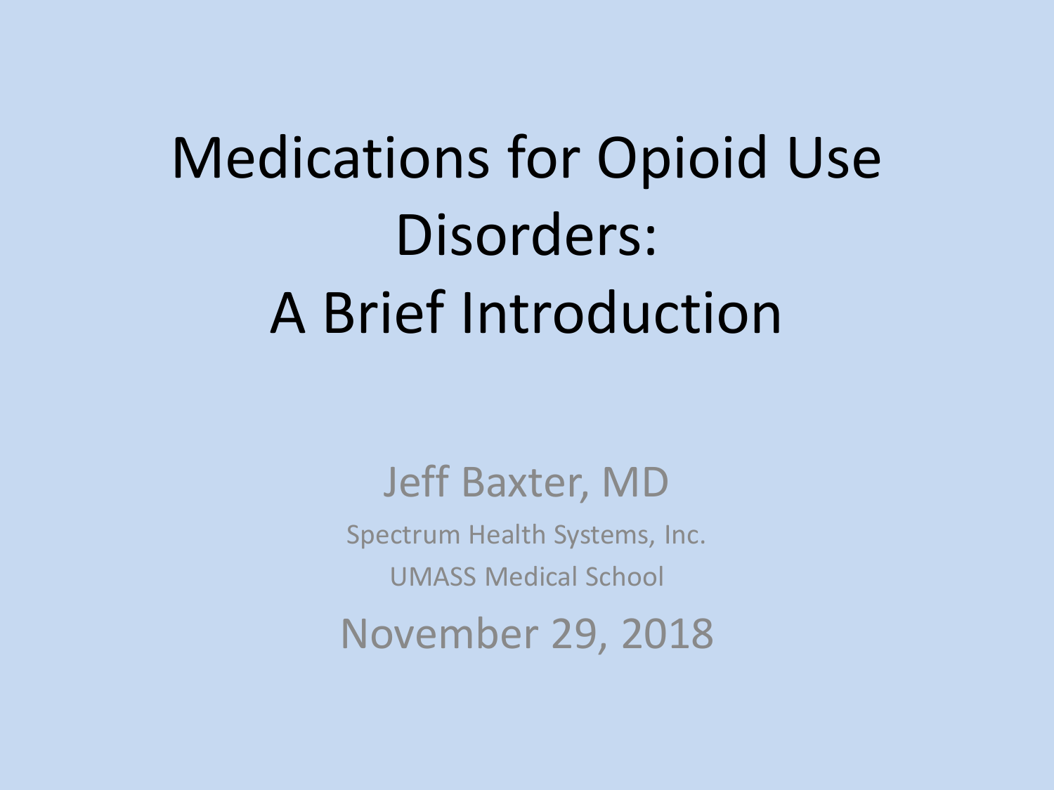# Medications for Opioid Use Disorders: A Brief Introduction

Jeff Baxter, MD

Spectrum Health Systems, Inc.

UMASS Medical School

November 29, 2018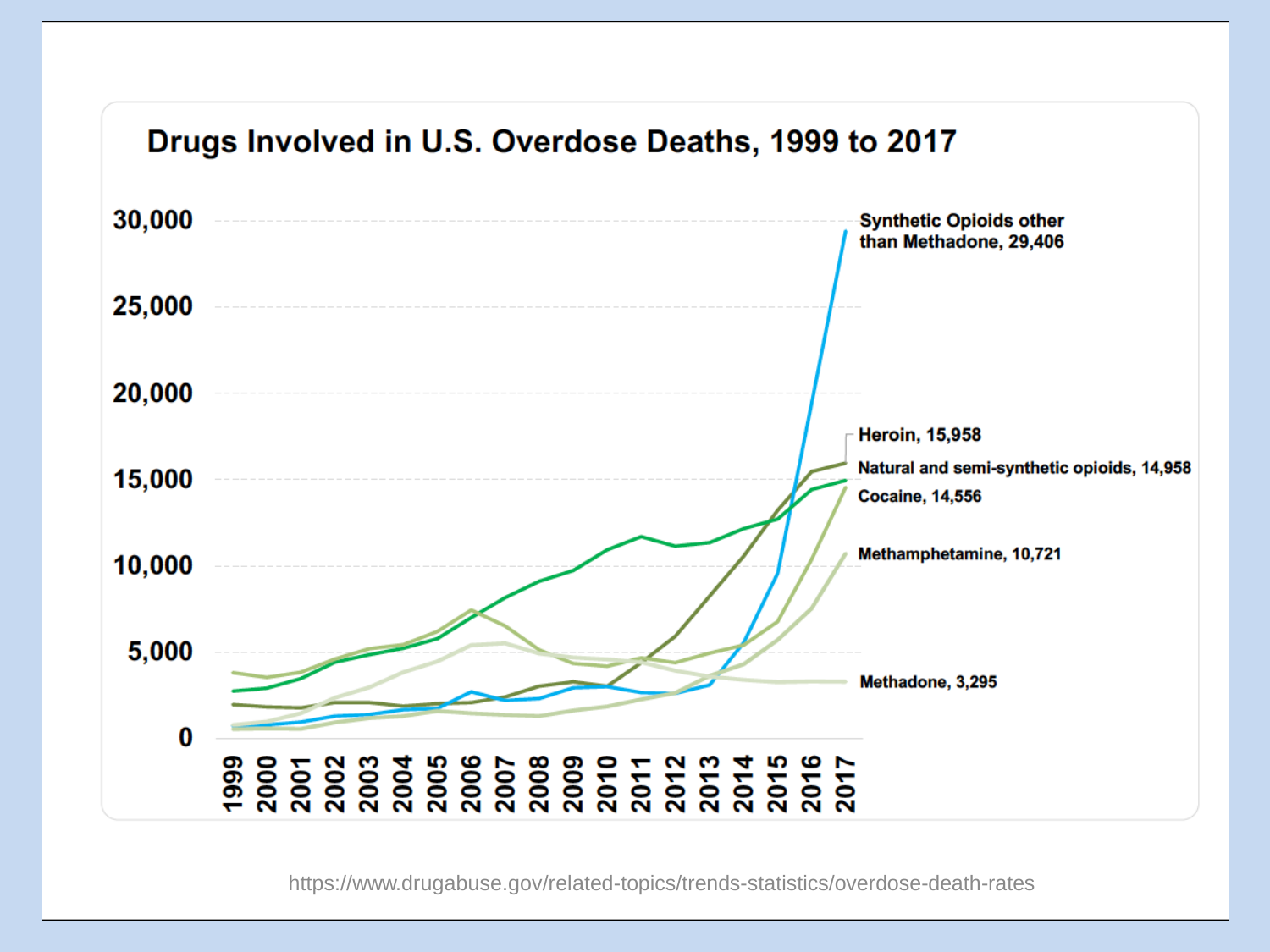## Drugs Involved in U.S. Overdose Deaths, 1999 to 2017

| Drug | 2017 Deaths |
|---|---|
| Synthetic Opioids other than Methadone | 29,406 |
| Heroin | 15,958 |
| Natural and semi-synthetic opioids | 14,958 |
| Cocaine | 14,556 |
| Methamphetamine | 10,721 |
| Methadone | 3,295 |

https://www.drugabuse.gov/related-topics/trends-statistics/overdose-death-rates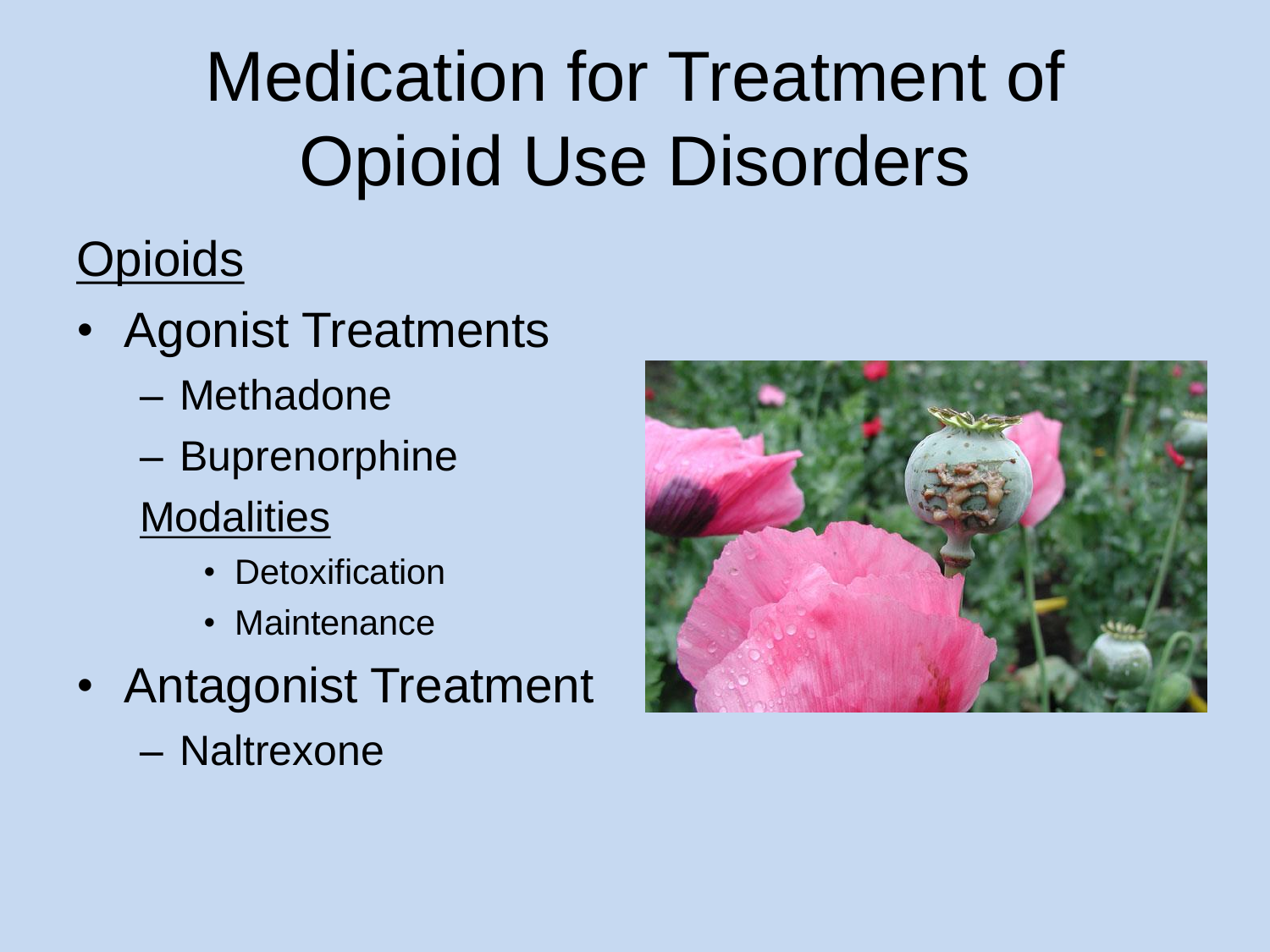# Medication for Treatment of Opioid Use Disorders

<u>Opioids</u>

- Agonist Treatments
  - Methadone
  - Buprenorphine

  <u>Modalities</u>
    - Detoxification
    - Maintenance
- Antagonist Treatment
  - Naltrexone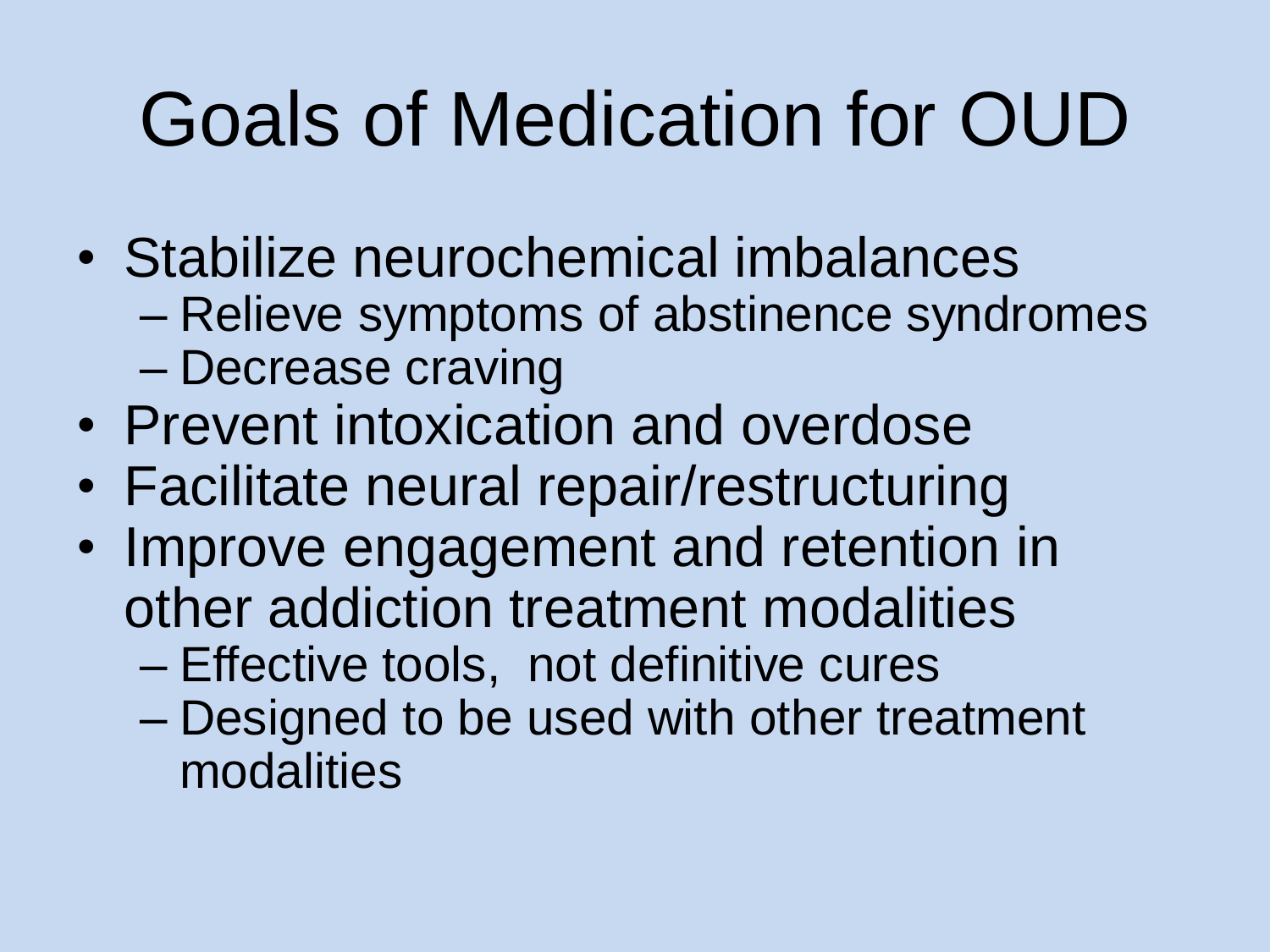# Goals of Medication for OUD

- Stabilize neurochemical imbalances
  - Relieve symptoms of abstinence syndromes
  - Decrease craving
- Prevent intoxication and overdose
- Facilitate neural repair/restructuring
- Improve engagement and retention in other addiction treatment modalities
  - Effective tools, not definitive cures
  - Designed to be used with other treatment modalities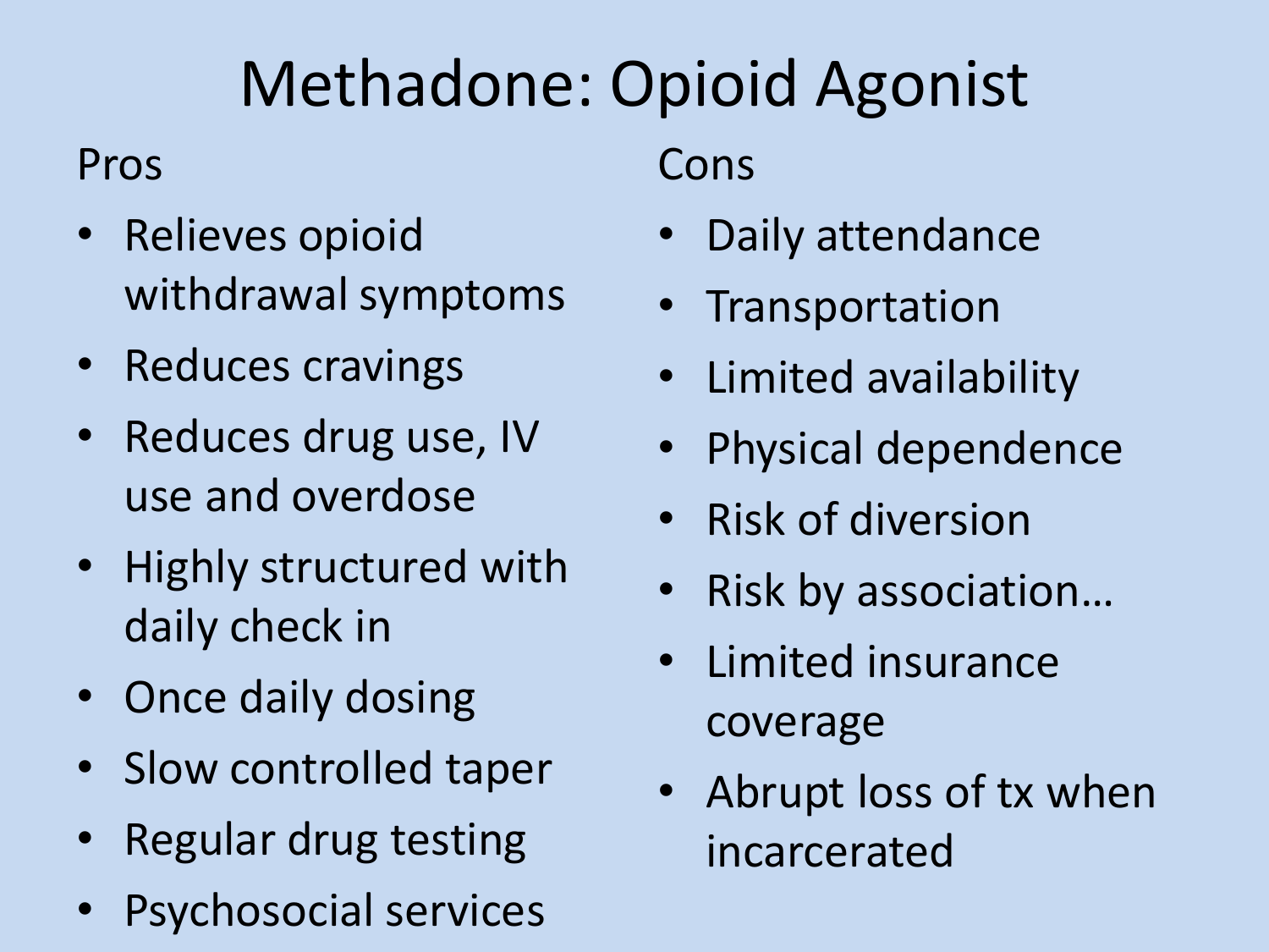# Methadone: Opioid Agonist

Pros

- Relieves opioid withdrawal symptoms
- Reduces cravings
- Reduces drug use, IV use and overdose
- Highly structured with daily check in
- Once daily dosing
- Slow controlled taper
- Regular drug testing
- Psychosocial services

Cons

- Daily attendance
- Transportation
- Limited availability
- Physical dependence
- Risk of diversion
- Risk by association…
- Limited insurance coverage
- Abrupt loss of tx when incarcerated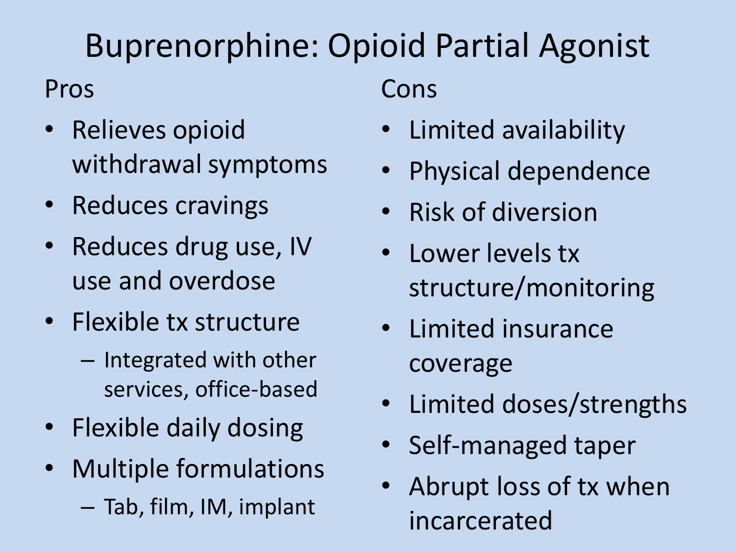# Buprenorphine: Opioid Partial Agonist

## Pros

- Relieves opioid withdrawal symptoms
- Reduces cravings
- Reduces drug use, IV use and overdose
- Flexible tx structure
  - Integrated with other services, office-based
- Flexible daily dosing
- Multiple formulations
  - Tab, film, IM, implant

## Cons

- Limited availability
- Physical dependence
- Risk of diversion
- Lower levels tx structure/monitoring
- Limited insurance coverage
- Limited doses/strengths
- Self-managed taper
- Abrupt loss of tx when incarcerated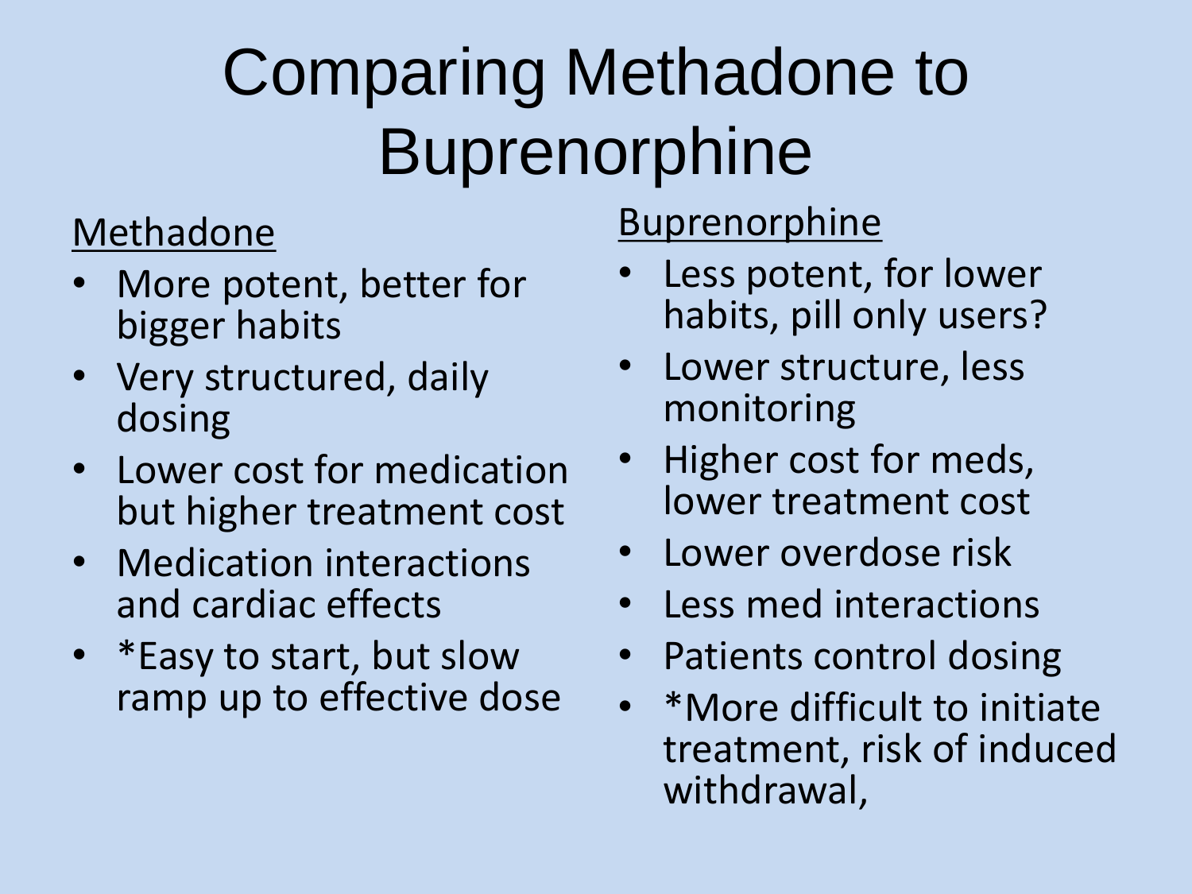# Comparing Methadone to Buprenorphine

Methadone

- More potent, better for bigger habits
- Very structured, daily dosing
- Lower cost for medication but higher treatment cost
- Medication interactions and cardiac effects
- *Easy to start, but slow ramp up to effective dose

Buprenorphine

- Less potent, for lower habits, pill only users?
- Lower structure, less monitoring
- Higher cost for meds, lower treatment cost
- Lower overdose risk
- Less med interactions
- Patients control dosing
- *More difficult to initiate treatment, risk of induced withdrawal,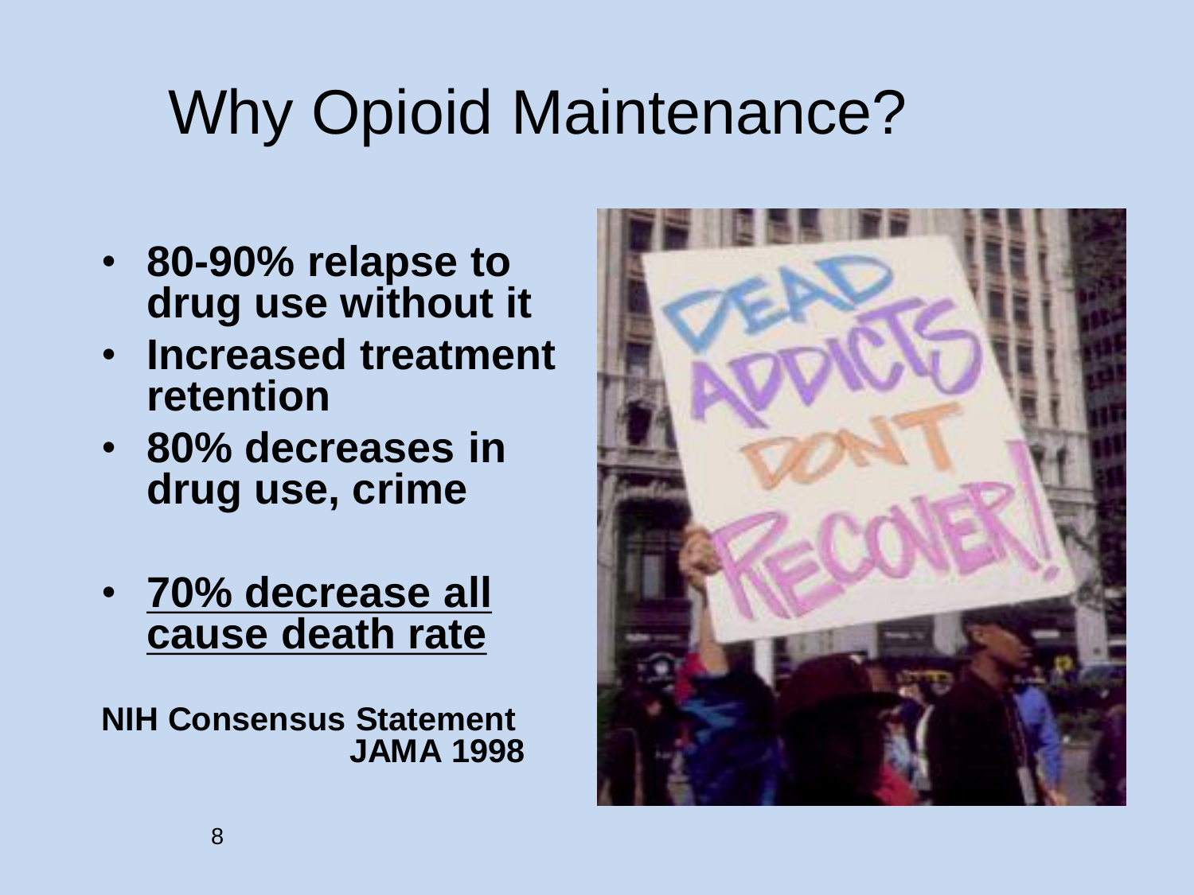# Why Opioid Maintenance?

- **80-90% relapse to drug use without it**
- **Increased treatment retention**
- **80% decreases in drug use, crime**
- **<u>70% decrease all cause death rate</u>**

**NIH Consensus Statement JAMA 1998**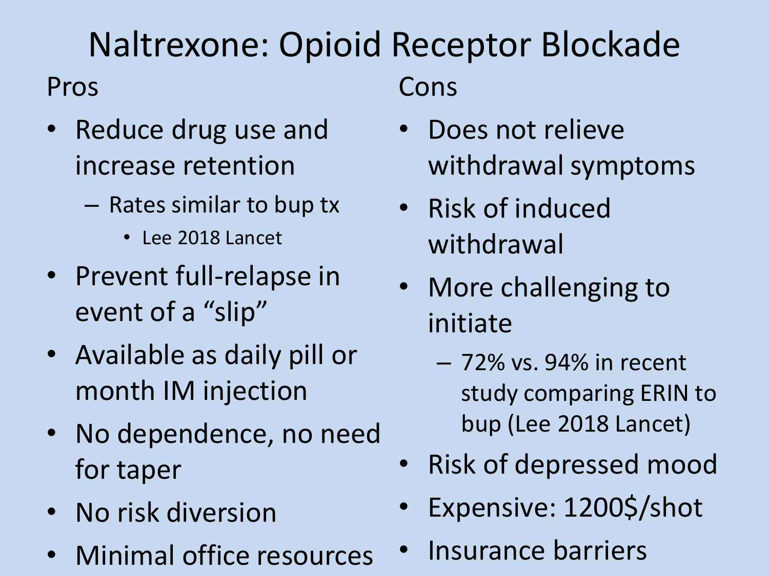# Naltrexone: Opioid Receptor Blockade

## Pros

- Reduce drug use and increase retention
  - Rates similar to bup tx
    - Lee 2018 Lancet
- Prevent full-relapse in event of a “slip”
- Available as daily pill or month IM injection
- No dependence, no need for taper
- No risk diversion
- Minimal office resources

## Cons

- Does not relieve withdrawal symptoms
- Risk of induced withdrawal
- More challenging to initiate
  - 72% vs. 94% in recent study comparing ERIN to bup (Lee 2018 Lancet)
- Risk of depressed mood
- Expensive: 1200$/shot
- Insurance barriers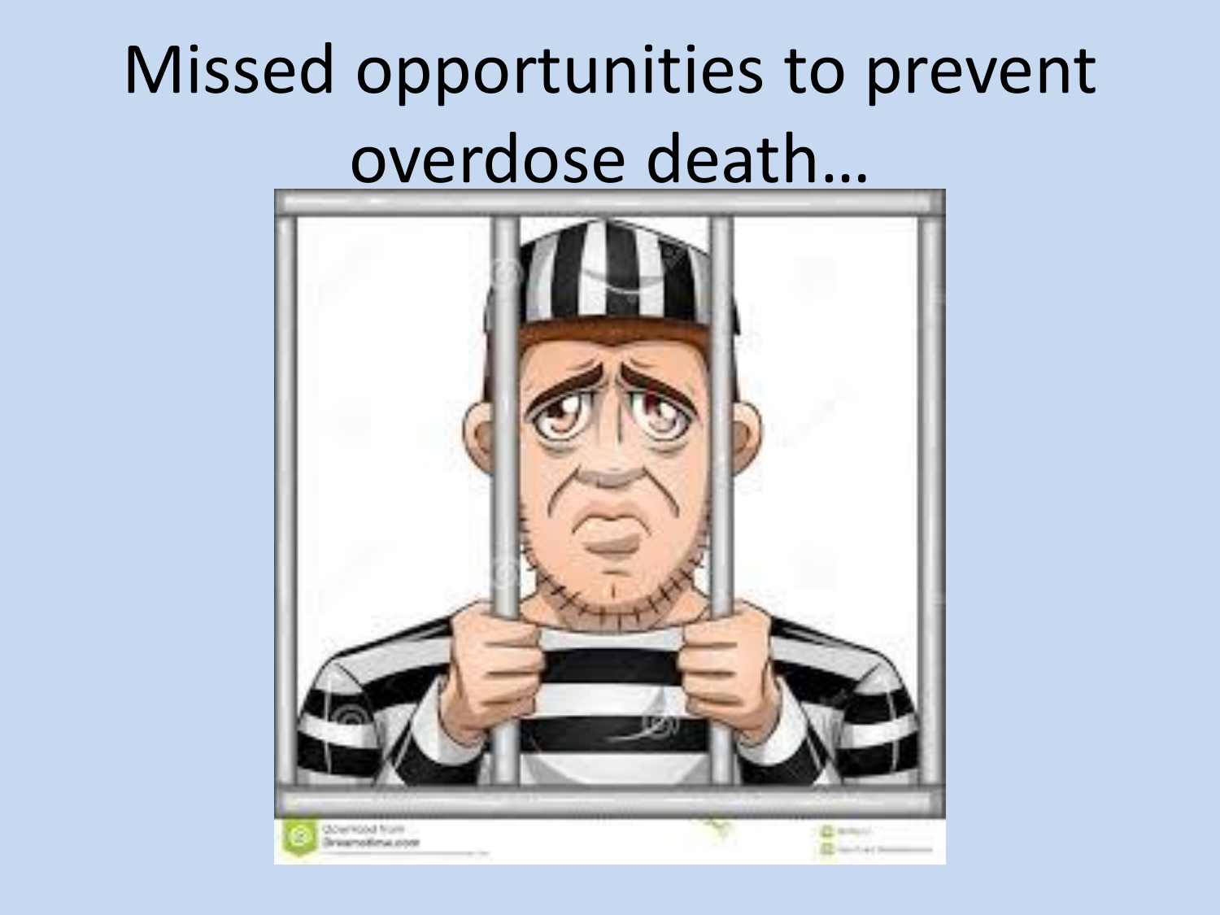# Missed opportunities to prevent overdose death…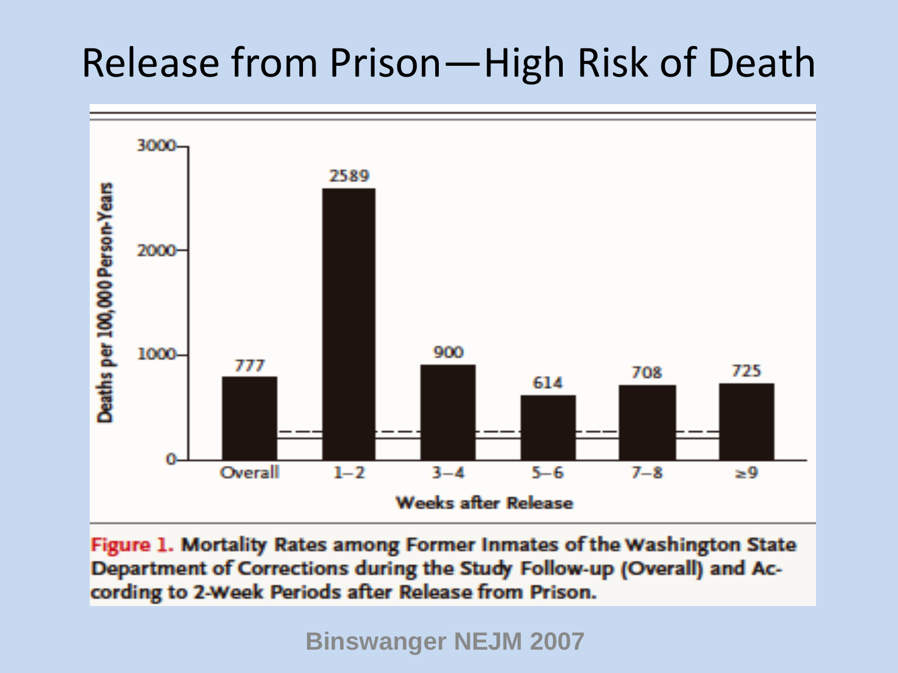# Release from Prison—High Risk of Death

| Weeks after Release | Deaths per 100,000 Person-Years |
|---|---|
| Overall | 777 |
| 1–2 | 2589 |
| 3–4 | 900 |
| 5–6 | 614 |
| 7–8 | 708 |
| ≥9 | 725 |

**Figure 1.** Mortality Rates among Former Inmates of the Washington State Department of Corrections during the Study Follow-up (Overall) and According to 2-Week Periods after Release from Prison.

Binswanger NEJM 2007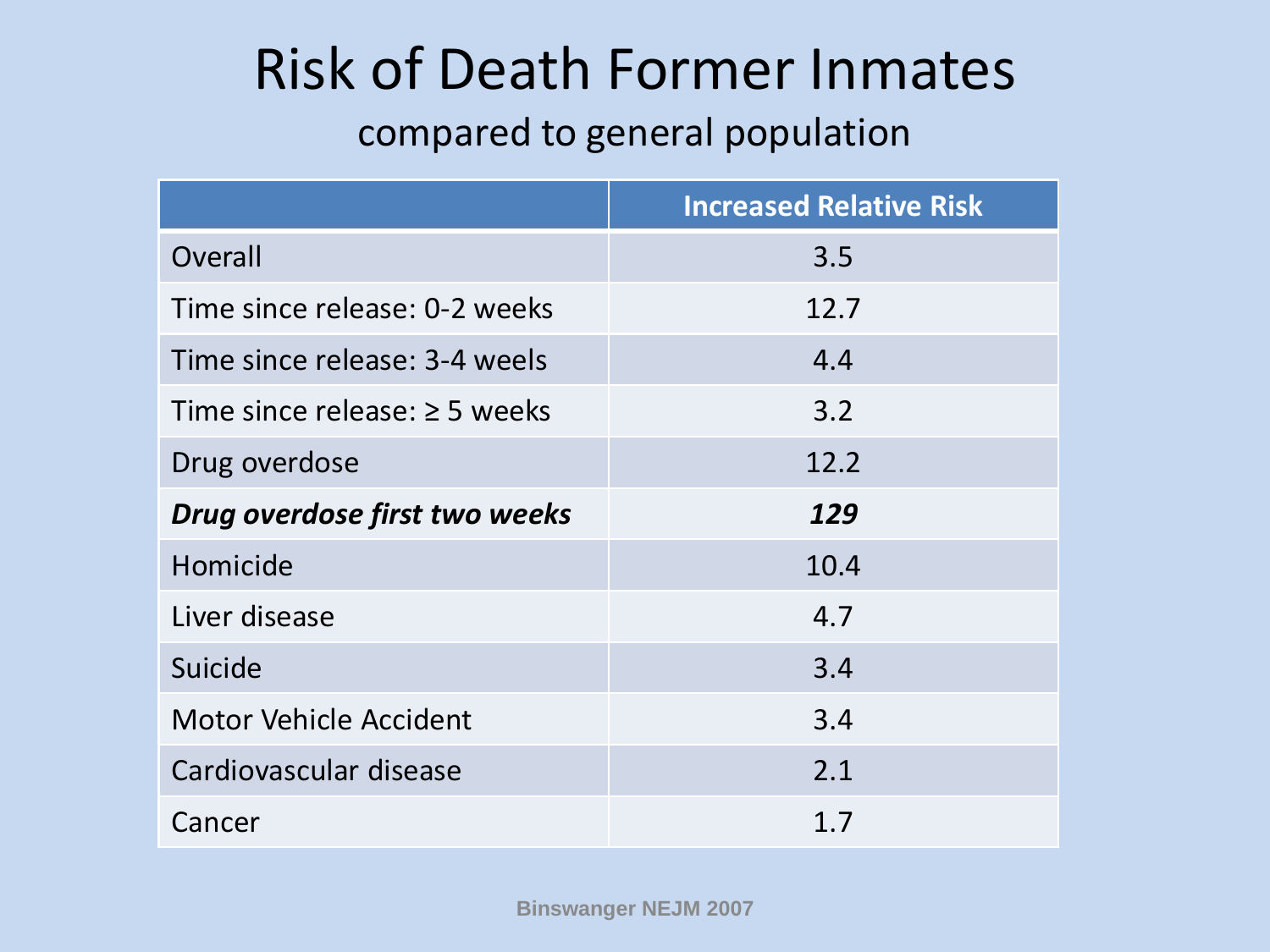# Risk of Death Former Inmates

compared to general population

| | Increased Relative Risk |
|---|---|
| Overall | 3.5 |
| Time since release: 0-2 weeks | 12.7 |
| Time since release: 3-4 weels | 4.4 |
| Time since release: ≥ 5 weeks | 3.2 |
| Drug overdose | 12.2 |
| ***Drug overdose first two weeks*** | ***129*** |
| Homicide | 10.4 |
| Liver disease | 4.7 |
| Suicide | 3.4 |
| Motor Vehicle Accident | 3.4 |
| Cardiovascular disease | 2.1 |
| Cancer | 1.7 |

Binswanger NEJM 2007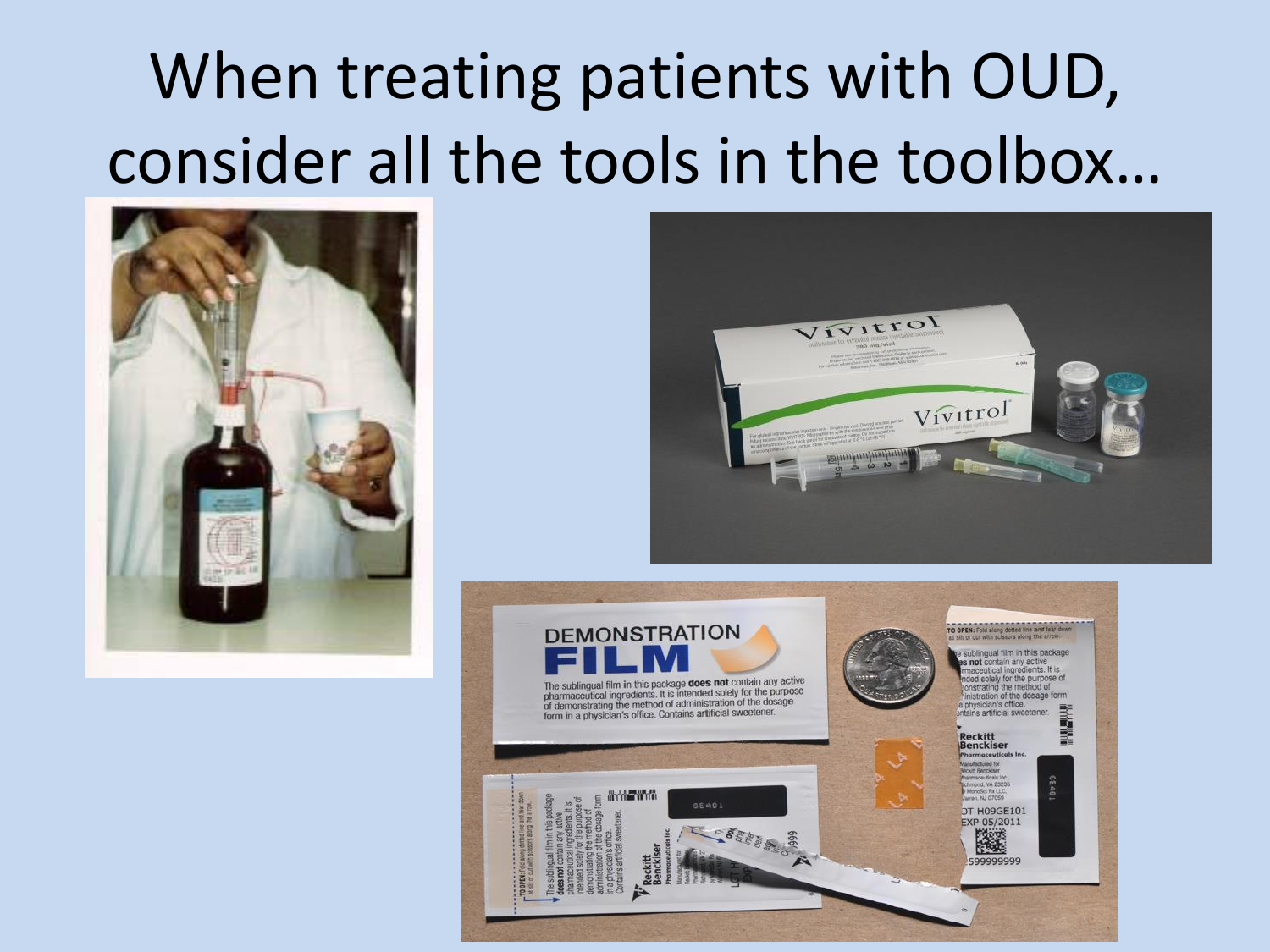# When treating patients with OUD, consider all the tools in the toolbox…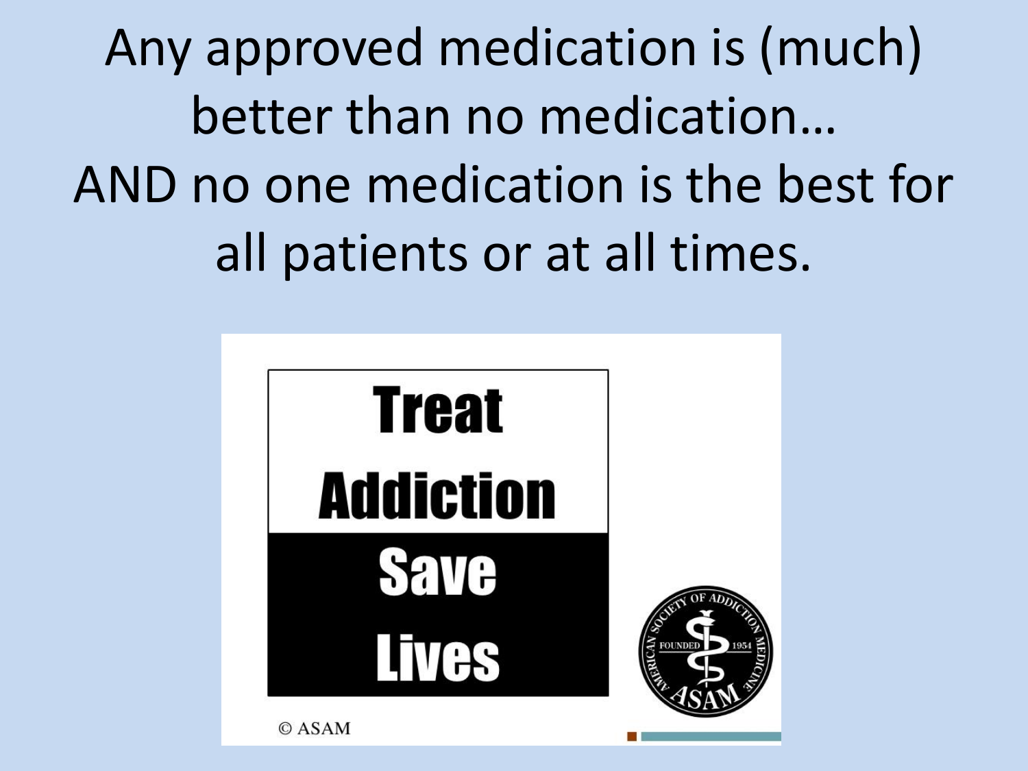Any approved medication is (much) better than no medication…
AND no one medication is the best for all patients or at all times.

Treat Addiction

Save Lives

© ASAM

AMERICAN SOCIETY OF ADDICTION MEDICINE FOUNDED 1954 ASAM